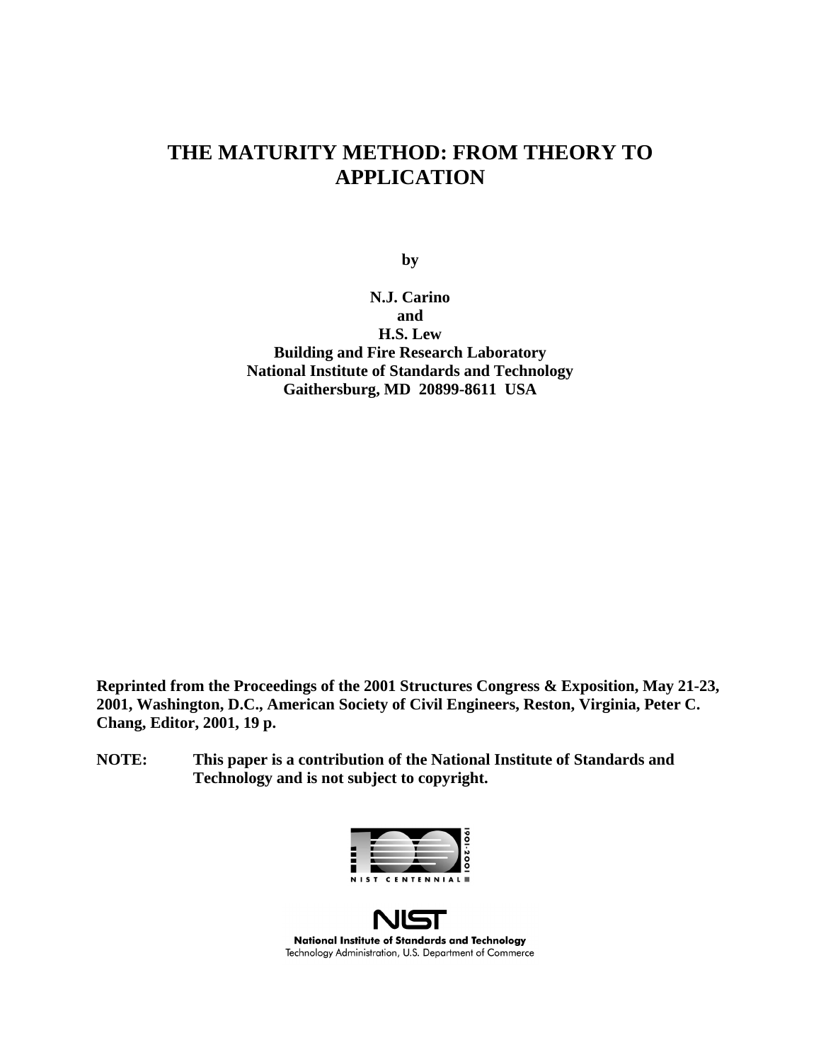# THE MATURITY METHOD: FROM THEORY TO APPLICATION

**by**

**N.J. Carino**
**and**
**H.S. Lew**
**Building and Fire Research Laboratory**
**National Institute of Standards and Technology**
**Gaithersburg, MD 20899-8611 USA**

**Reprinted from the Proceedings of the 2001 Structures Congress & Exposition, May 21-23, 2001, Washington, D.C., American Society of Civil Engineers, Reston, Virginia, Peter C. Chang, Editor, 2001, 19 p.**

**NOTE:** **This paper is a contribution of the National Institute of Standards and Technology and is not subject to copyright.**

NIST CENTENNIAL 1901-2001

NIST
National Institute of Standards and Technology
Technology Administration, U.S. Department of Commerce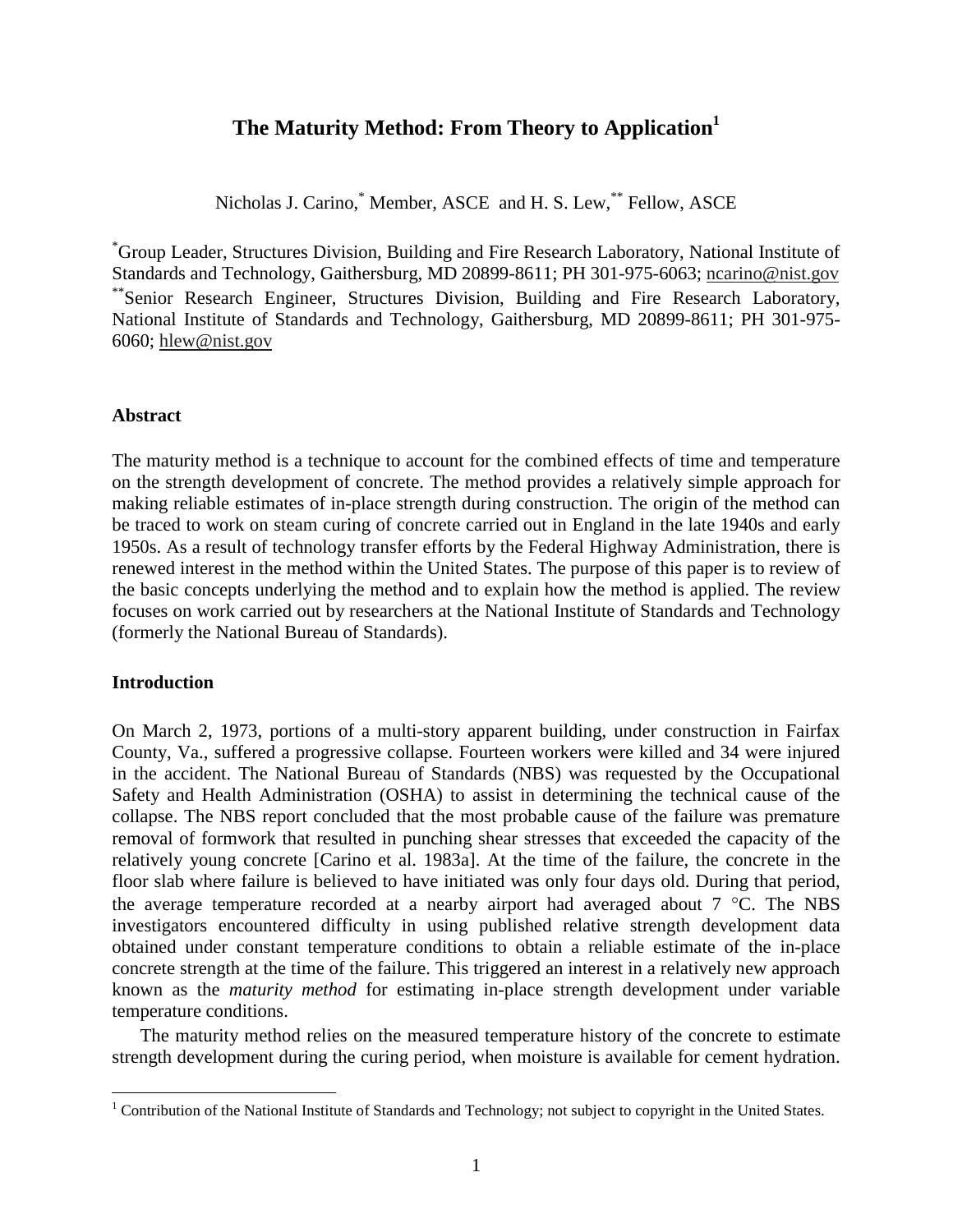# The Maturity Method: From Theory to Application[1]

Nicholas J. Carino,[*] Member, ASCE and H. S. Lew,[**] Fellow, ASCE

[*]Group Leader, Structures Division, Building and Fire Research Laboratory, National Institute of Standards and Technology, Gaithersburg, MD 20899-8611; PH 301-975-6063; ncarino@nist.gov
[**]Senior Research Engineer, Structures Division, Building and Fire Research Laboratory, National Institute of Standards and Technology, Gaithersburg, MD 20899-8611; PH 301-975-6060; hlew@nist.gov

## Abstract

The maturity method is a technique to account for the combined effects of time and temperature on the strength development of concrete. The method provides a relatively simple approach for making reliable estimates of in-place strength during construction. The origin of the method can be traced to work on steam curing of concrete carried out in England in the late 1940s and early 1950s. As a result of technology transfer efforts by the Federal Highway Administration, there is renewed interest in the method within the United States. The purpose of this paper is to review of the basic concepts underlying the method and to explain how the method is applied. The review focuses on work carried out by researchers at the National Institute of Standards and Technology (formerly the National Bureau of Standards).

## Introduction

On March 2, 1973, portions of a multi-story apparent building, under construction in Fairfax County, Va., suffered a progressive collapse. Fourteen workers were killed and 34 were injured in the accident. The National Bureau of Standards (NBS) was requested by the Occupational Safety and Health Administration (OSHA) to assist in determining the technical cause of the collapse. The NBS report concluded that the most probable cause of the failure was premature removal of formwork that resulted in punching shear stresses that exceeded the capacity of the relatively young concrete [Carino et al. 1983a]. At the time of the failure, the concrete in the floor slab where failure is believed to have initiated was only four days old. During that period, the average temperature recorded at a nearby airport had averaged about 7 °C. The NBS investigators encountered difficulty in using published relative strength development data obtained under constant temperature conditions to obtain a reliable estimate of the in-place concrete strength at the time of the failure. This triggered an interest in a relatively new approach known as the *maturity method* for estimating in-place strength development under variable temperature conditions.

The maturity method relies on the measured temperature history of the concrete to estimate strength development during the curing period, when moisture is available for cement hydration.

[1] Contribution of the National Institute of Standards and Technology; not subject to copyright in the United States.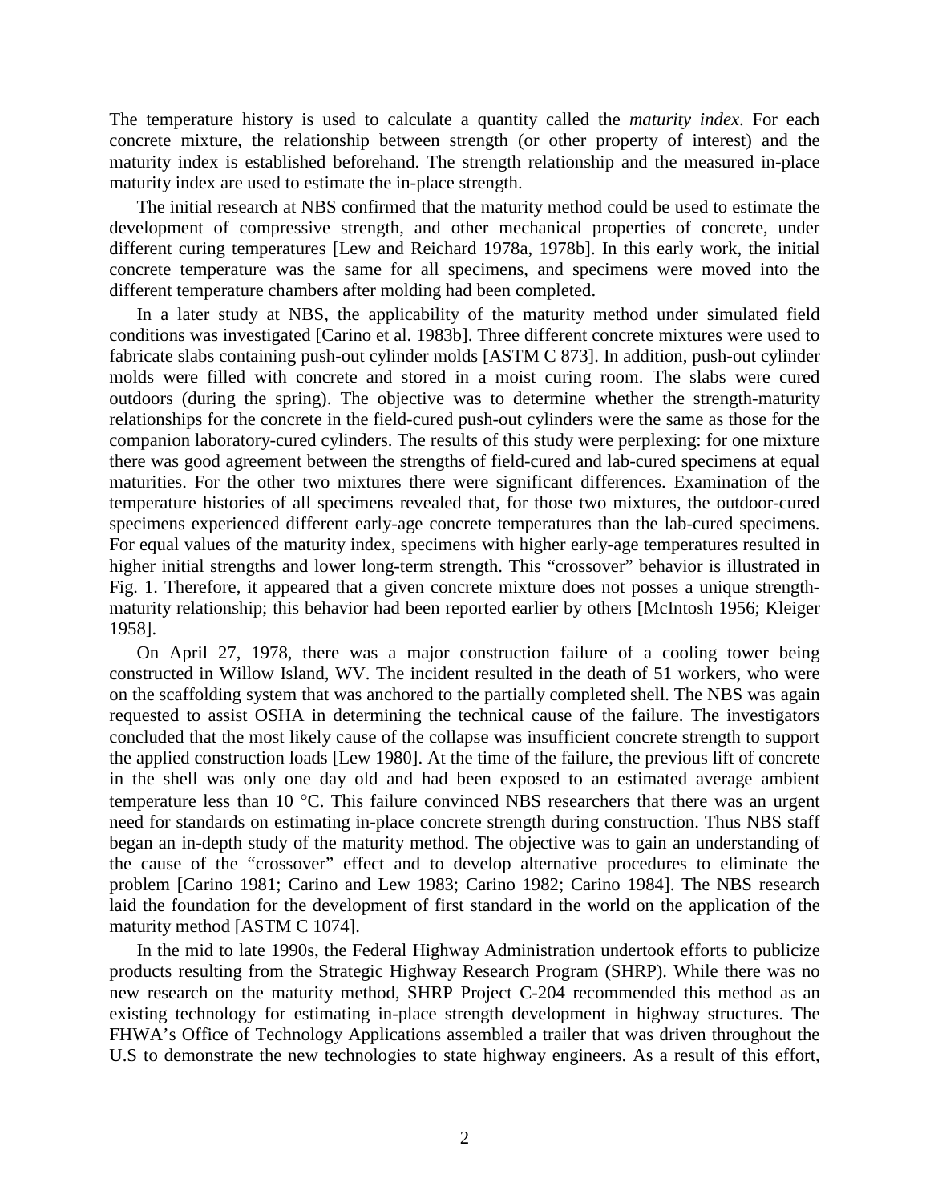The temperature history is used to calculate a quantity called the *maturity index*. For each concrete mixture, the relationship between strength (or other property of interest) and the maturity index is established beforehand. The strength relationship and the measured in-place maturity index are used to estimate the in-place strength.

The initial research at NBS confirmed that the maturity method could be used to estimate the development of compressive strength, and other mechanical properties of concrete, under different curing temperatures [Lew and Reichard 1978a, 1978b]. In this early work, the initial concrete temperature was the same for all specimens, and specimens were moved into the different temperature chambers after molding had been completed.

In a later study at NBS, the applicability of the maturity method under simulated field conditions was investigated [Carino et al. 1983b]. Three different concrete mixtures were used to fabricate slabs containing push-out cylinder molds [ASTM C 873]. In addition, push-out cylinder molds were filled with concrete and stored in a moist curing room. The slabs were cured outdoors (during the spring). The objective was to determine whether the strength-maturity relationships for the concrete in the field-cured push-out cylinders were the same as those for the companion laboratory-cured cylinders. The results of this study were perplexing: for one mixture there was good agreement between the strengths of field-cured and lab-cured specimens at equal maturities. For the other two mixtures there were significant differences. Examination of the temperature histories of all specimens revealed that, for those two mixtures, the outdoor-cured specimens experienced different early-age concrete temperatures than the lab-cured specimens. For equal values of the maturity index, specimens with higher early-age temperatures resulted in higher initial strengths and lower long-term strength. This "crossover" behavior is illustrated in Fig. 1. Therefore, it appeared that a given concrete mixture does not posses a unique strength-maturity relationship; this behavior had been reported earlier by others [McIntosh 1956; Kleiger 1958].

On April 27, 1978, there was a major construction failure of a cooling tower being constructed in Willow Island, WV. The incident resulted in the death of 51 workers, who were on the scaffolding system that was anchored to the partially completed shell. The NBS was again requested to assist OSHA in determining the technical cause of the failure. The investigators concluded that the most likely cause of the collapse was insufficient concrete strength to support the applied construction loads [Lew 1980]. At the time of the failure, the previous lift of concrete in the shell was only one day old and had been exposed to an estimated average ambient temperature less than 10 °C. This failure convinced NBS researchers that there was an urgent need for standards on estimating in-place concrete strength during construction. Thus NBS staff began an in-depth study of the maturity method. The objective was to gain an understanding of the cause of the "crossover" effect and to develop alternative procedures to eliminate the problem [Carino 1981; Carino and Lew 1983; Carino 1982; Carino 1984]. The NBS research laid the foundation for the development of first standard in the world on the application of the maturity method [ASTM C 1074].

In the mid to late 1990s, the Federal Highway Administration undertook efforts to publicize products resulting from the Strategic Highway Research Program (SHRP). While there was no new research on the maturity method, SHRP Project C-204 recommended this method as an existing technology for estimating in-place strength development in highway structures. The FHWA's Office of Technology Applications assembled a trailer that was driven throughout the U.S to demonstrate the new technologies to state highway engineers. As a result of this effort,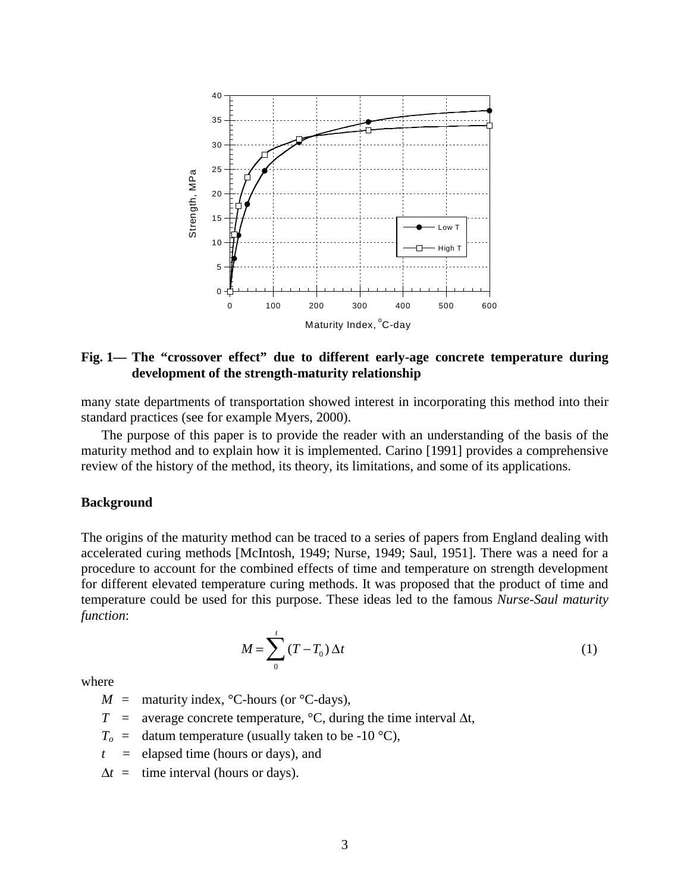**Fig. 1— The "crossover effect" due to different early-age concrete temperature during development of the strength-maturity relationship**

many state departments of transportation showed interest in incorporating this method into their standard practices (see for example Myers, 2000).

The purpose of this paper is to provide the reader with an understanding of the basis of the maturity method and to explain how it is implemented. Carino [1991] provides a comprehensive review of the history of the method, its theory, its limitations, and some of its applications.

## Background

The origins of the maturity method can be traced to a series of papers from England dealing with accelerated curing methods [McIntosh, 1949; Nurse, 1949; Saul, 1951]. There was a need for a procedure to account for the combined effects of time and temperature on strength development for different elevated temperature curing methods. It was proposed that the product of time and temperature could be used for this purpose. These ideas led to the famous *Nurse-Saul maturity function*:

$$M = \sum_{0}^{t} (T - T_0)\,\Delta t \tag{1}$$

where

- $M$ = maturity index, °C-hours (or °C-days),
- $T$ = average concrete temperature, °C, during the time interval $\Delta t$,
- $T_o$ = datum temperature (usually taken to be -10 °C),
- $t$ = elapsed time (hours or days), and
- $\Delta t$ = time interval (hours or days).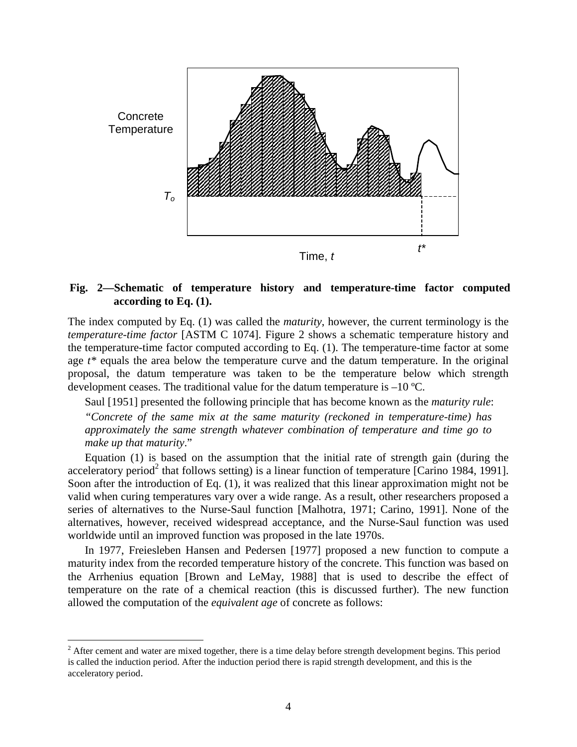**Fig. 2—Schematic of temperature history and temperature-time factor computed according to Eq. (1).**

The index computed by Eq. (1) was called the *maturity*, however, the current terminology is the *temperature-time factor* [ASTM C 1074]. Figure 2 shows a schematic temperature history and the temperature-time factor computed according to Eq. (1). The temperature-time factor at some age $t^*$ equals the area below the temperature curve and the datum temperature. In the original proposal, the datum temperature was taken to be the temperature below which strength development ceases. The traditional value for the datum temperature is –10 ºC.

Saul [1951] presented the following principle that has become known as the *maturity rule*:

*"Concrete of the same mix at the same maturity (reckoned in temperature-time) has approximately the same strength whatever combination of temperature and time go to make up that maturity*."

Equation (1) is based on the assumption that the initial rate of strength gain (during the acceleratory period[2] that follows setting) is a linear function of temperature [Carino 1984, 1991]. Soon after the introduction of Eq. (1), it was realized that this linear approximation might not be valid when curing temperatures vary over a wide range. As a result, other researchers proposed a series of alternatives to the Nurse-Saul function [Malhotra, 1971; Carino, 1991]. None of the alternatives, however, received widespread acceptance, and the Nurse-Saul function was used worldwide until an improved function was proposed in the late 1970s.

In 1977, Freiesleben Hansen and Pedersen [1977] proposed a new function to compute a maturity index from the recorded temperature history of the concrete. This function was based on the Arrhenius equation [Brown and LeMay, 1988] that is used to describe the effect of temperature on the rate of a chemical reaction (this is discussed further). The new function allowed the computation of the *equivalent age* of concrete as follows:

---

[2] After cement and water are mixed together, there is a time delay before strength development begins. This period is called the induction period. After the induction period there is rapid strength development, and this is the acceleratory period.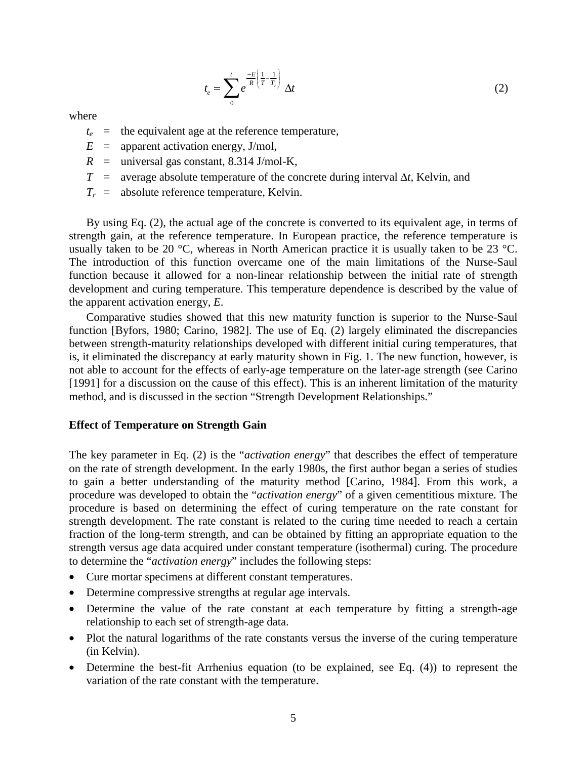$$t_e = \sum_0^t e^{\frac{-E}{R}\left(\frac{1}{T}-\frac{1}{T_r}\right)} \Delta t \tag{2}$$

where

- $t_e$ = the equivalent age at the reference temperature,
- $E$ = apparent activation energy, J/mol,
- $R$ = universal gas constant, 8.314 J/mol-K,
- $T$ = average absolute temperature of the concrete during interval $\Delta t$, Kelvin, and
- $T_r$ = absolute reference temperature, Kelvin.

By using Eq. (2), the actual age of the concrete is converted to its equivalent age, in terms of strength gain, at the reference temperature. In European practice, the reference temperature is usually taken to be 20 °C, whereas in North American practice it is usually taken to be 23 °C. The introduction of this function overcame one of the main limitations of the Nurse-Saul function because it allowed for a non-linear relationship between the initial rate of strength development and curing temperature. This temperature dependence is described by the value of the apparent activation energy, *E*.

Comparative studies showed that this new maturity function is superior to the Nurse-Saul function [Byfors, 1980; Carino, 1982]. The use of Eq. (2) largely eliminated the discrepancies between strength-maturity relationships developed with different initial curing temperatures, that is, it eliminated the discrepancy at early maturity shown in Fig. 1. The new function, however, is not able to account for the effects of early-age temperature on the later-age strength (see Carino [1991] for a discussion on the cause of this effect). This is an inherent limitation of the maturity method, and is discussed in the section "Strength Development Relationships."

## Effect of Temperature on Strength Gain

The key parameter in Eq. (2) is the "*activation energy*" that describes the effect of temperature on the rate of strength development. In the early 1980s, the first author began a series of studies to gain a better understanding of the maturity method [Carino, 1984]. From this work, a procedure was developed to obtain the "*activation energy*" of a given cementitious mixture. The procedure is based on determining the effect of curing temperature on the rate constant for strength development. The rate constant is related to the curing time needed to reach a certain fraction of the long-term strength, and can be obtained by fitting an appropriate equation to the strength versus age data acquired under constant temperature (isothermal) curing. The procedure to determine the "*activation energy*" includes the following steps:

- Cure mortar specimens at different constant temperatures.
- Determine compressive strengths at regular age intervals.
- Determine the value of the rate constant at each temperature by fitting a strength-age relationship to each set of strength-age data.
- Plot the natural logarithms of the rate constants versus the inverse of the curing temperature (in Kelvin).
- Determine the best-fit Arrhenius equation (to be explained, see Eq. (4)) to represent the variation of the rate constant with the temperature.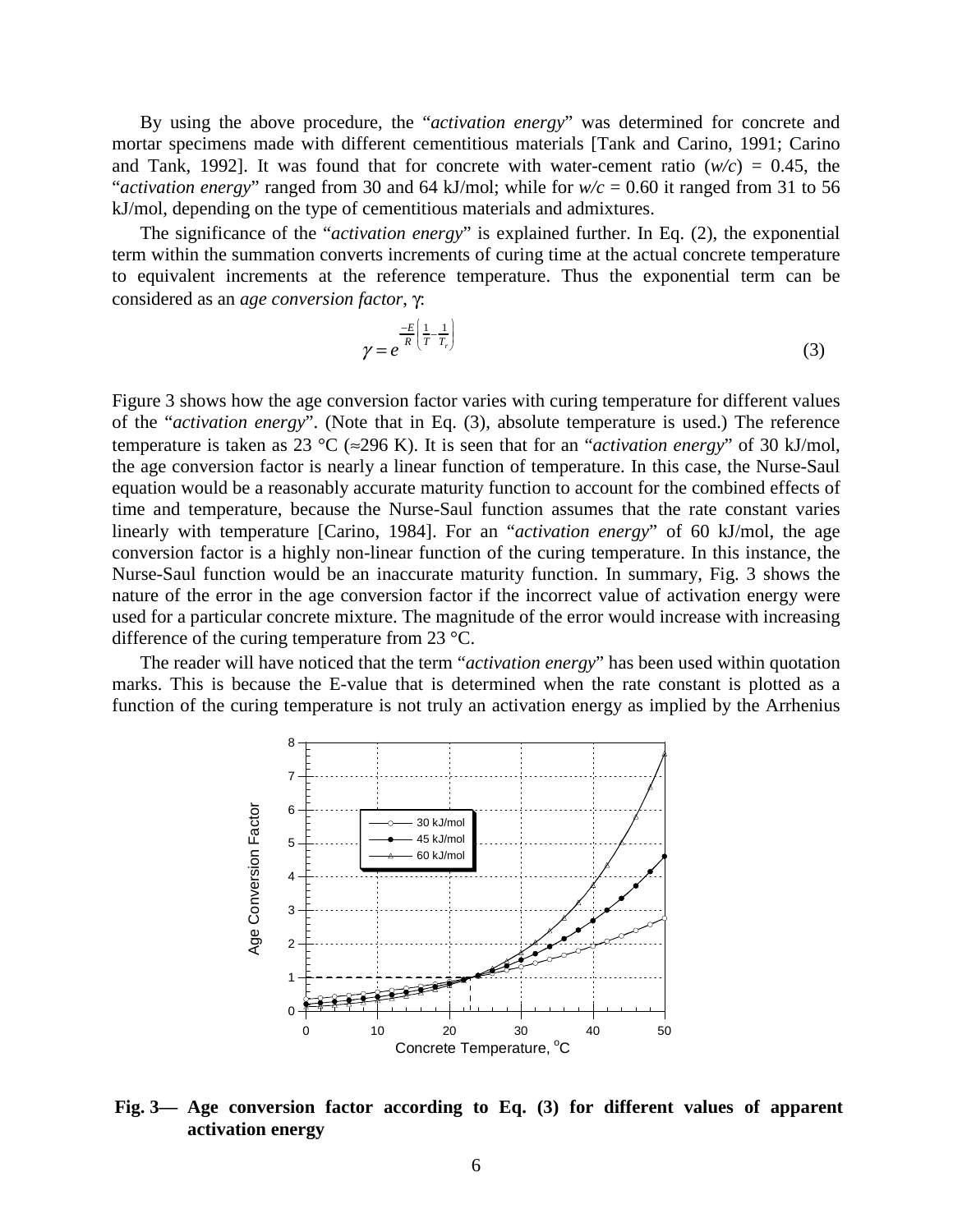By using the above procedure, the "*activation energy*" was determined for concrete and mortar specimens made with different cementitious materials [Tank and Carino, 1991; Carino and Tank, 1992]. It was found that for concrete with water-cement ratio ($w/c$) = 0.45, the "*activation energy*" ranged from 30 and 64 kJ/mol; while for $w/c$ = 0.60 it ranged from 31 to 56 kJ/mol, depending on the type of cementitious materials and admixtures.

The significance of the "*activation energy*" is explained further. In Eq. (2), the exponential term within the summation converts increments of curing time at the actual concrete temperature to equivalent increments at the reference temperature. Thus the exponential term can be considered as an *age conversion factor*, $\gamma$:

$$\gamma = e^{\frac{-E}{R}\left(\frac{1}{T}-\frac{1}{T_r}\right)} \tag{3}$$

Figure 3 shows how the age conversion factor varies with curing temperature for different values of the "*activation energy*". (Note that in Eq. (3), absolute temperature is used.) The reference temperature is taken as 23 °C (≈296 K). It is seen that for an "*activation energy*" of 30 kJ/mol, the age conversion factor is nearly a linear function of temperature. In this case, the Nurse-Saul equation would be a reasonably accurate maturity function to account for the combined effects of time and temperature, because the Nurse-Saul function assumes that the rate constant varies linearly with temperature [Carino, 1984]. For an "*activation energy*" of 60 kJ/mol, the age conversion factor is a highly non-linear function of the curing temperature. In this instance, the Nurse-Saul function would be an inaccurate maturity function. In summary, Fig. 3 shows the nature of the error in the age conversion factor if the incorrect value of activation energy were used for a particular concrete mixture. The magnitude of the error would increase with increasing difference of the curing temperature from 23 °C.

The reader will have noticed that the term "*activation energy*" has been used within quotation marks. This is because the E-value that is determined when the rate constant is plotted as a function of the curing temperature is not truly an activation energy as implied by the Arrhenius

**Fig. 3— Age conversion factor according to Eq. (3) for different values of apparent activation energy**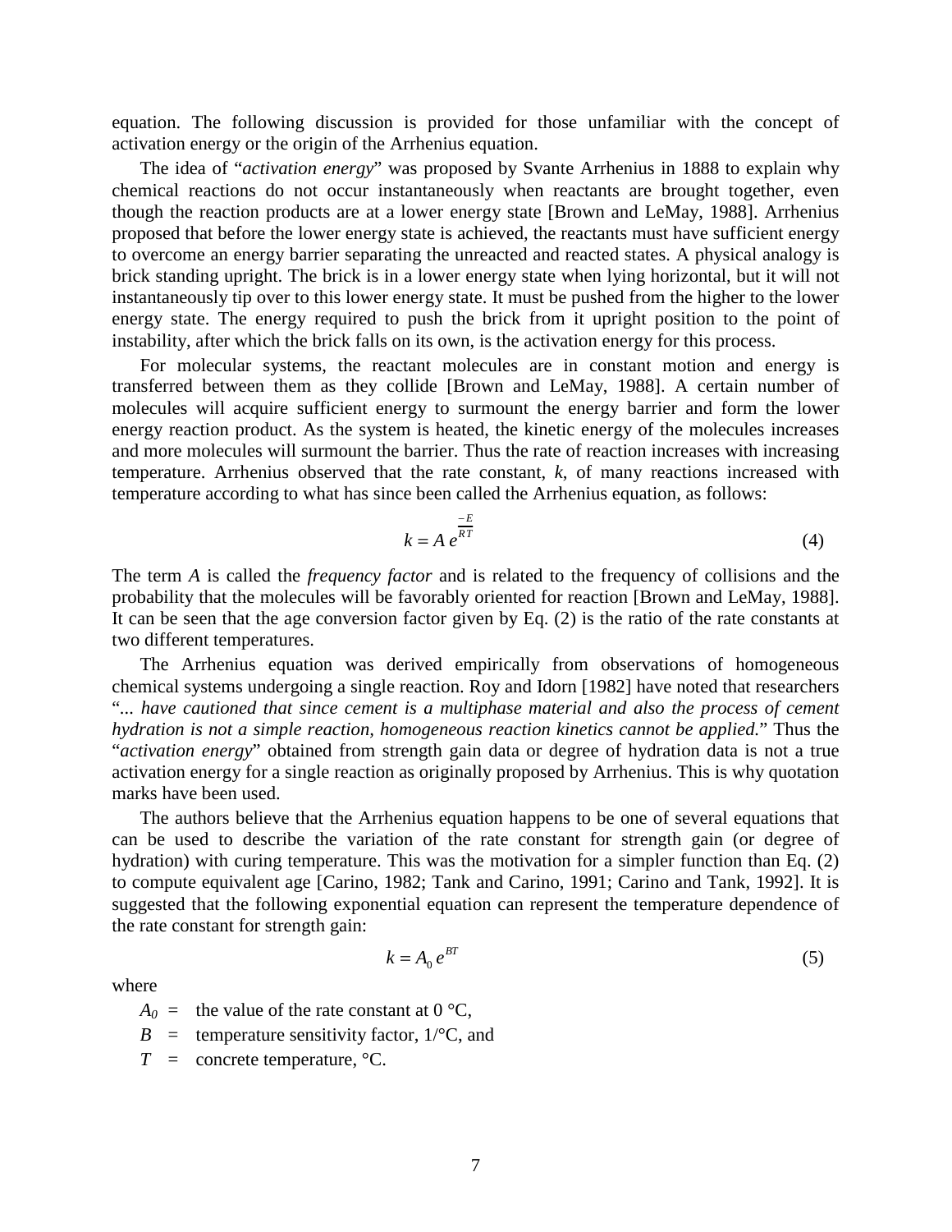equation. The following discussion is provided for those unfamiliar with the concept of activation energy or the origin of the Arrhenius equation.

The idea of "*activation energy*" was proposed by Svante Arrhenius in 1888 to explain why chemical reactions do not occur instantaneously when reactants are brought together, even though the reaction products are at a lower energy state [Brown and LeMay, 1988]. Arrhenius proposed that before the lower energy state is achieved, the reactants must have sufficient energy to overcome an energy barrier separating the unreacted and reacted states. A physical analogy is brick standing upright. The brick is in a lower energy state when lying horizontal, but it will not instantaneously tip over to this lower energy state. It must be pushed from the higher to the lower energy state. The energy required to push the brick from it upright position to the point of instability, after which the brick falls on its own, is the activation energy for this process.

For molecular systems, the reactant molecules are in constant motion and energy is transferred between them as they collide [Brown and LeMay, 1988]. A certain number of molecules will acquire sufficient energy to surmount the energy barrier and form the lower energy reaction product. As the system is heated, the kinetic energy of the molecules increases and more molecules will surmount the barrier. Thus the rate of reaction increases with increasing temperature. Arrhenius observed that the rate constant, $k$, of many reactions increased with temperature according to what has since been called the Arrhenius equation, as follows:

$$k = A\, e^{\frac{-E}{RT}} \tag{4}$$

The term $A$ is called the *frequency factor* and is related to the frequency of collisions and the probability that the molecules will be favorably oriented for reaction [Brown and LeMay, 1988]. It can be seen that the age conversion factor given by Eq. (2) is the ratio of the rate constants at two different temperatures.

The Arrhenius equation was derived empirically from observations of homogeneous chemical systems undergoing a single reaction. Roy and Idorn [1982] have noted that researchers "*... have cautioned that since cement is a multiphase material and also the process of cement hydration is not a simple reaction, homogeneous reaction kinetics cannot be applied.*" Thus the "*activation energy*" obtained from strength gain data or degree of hydration data is not a true activation energy for a single reaction as originally proposed by Arrhenius. This is why quotation marks have been used.

The authors believe that the Arrhenius equation happens to be one of several equations that can be used to describe the variation of the rate constant for strength gain (or degree of hydration) with curing temperature. This was the motivation for a simpler function than Eq. (2) to compute equivalent age [Carino, 1982; Tank and Carino, 1991; Carino and Tank, 1992]. It is suggested that the following exponential equation can represent the temperature dependence of the rate constant for strength gain:

$$k = A_0\, e^{BT} \tag{5}$$

where

$A_0$ = the value of the rate constant at 0 °C,

$B$ = temperature sensitivity factor, 1/°C, and

$T$ = concrete temperature, °C.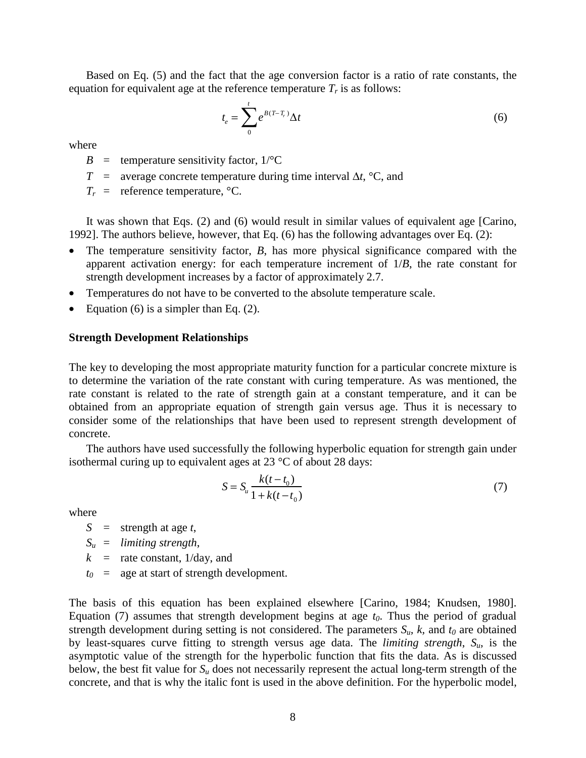Based on Eq. (5) and the fact that the age conversion factor is a ratio of rate constants, the equation for equivalent age at the reference temperature $T_r$ is as follows:

$$t_e = \sum_0^t e^{B(T-T_r)} \Delta t \tag{6}$$

where

- $B$ = temperature sensitivity factor, 1/°C
- $T$ = average concrete temperature during time interval $\Delta t$, °C, and
- $T_r$ = reference temperature, °C.

It was shown that Eqs. (2) and (6) would result in similar values of equivalent age [Carino, 1992]. The authors believe, however, that Eq. (6) has the following advantages over Eq. (2):

- The temperature sensitivity factor, $B$, has more physical significance compared with the apparent activation energy: for each temperature increment of $1/B$, the rate constant for strength development increases by a factor of approximately 2.7.
- Temperatures do not have to be converted to the absolute temperature scale.
- Equation (6) is a simpler than Eq. (2).

**Strength Development Relationships**

The key to developing the most appropriate maturity function for a particular concrete mixture is to determine the variation of the rate constant with curing temperature. As was mentioned, the rate constant is related to the rate of strength gain at a constant temperature, and it can be obtained from an appropriate equation of strength gain versus age. Thus it is necessary to consider some of the relationships that have been used to represent strength development of concrete.

The authors have used successfully the following hyperbolic equation for strength gain under isothermal curing up to equivalent ages at 23 °C of about 28 days:

$$S = S_u \frac{k(t - t_0)}{1 + k(t - t_0)} \tag{7}$$

where

- $S$ = strength at age $t$,
- $S_u$ = *limiting strength*,
- $k$ = rate constant, 1/day, and
- $t_0$ = age at start of strength development.

The basis of this equation has been explained elsewhere [Carino, 1984; Knudsen, 1980]. Equation (7) assumes that strength development begins at age $t_0$. Thus the period of gradual strength development during setting is not considered. The parameters $S_u$, $k$, and $t_0$ are obtained by least-squares curve fitting to strength versus age data. The *limiting strength*, $S_u$, is the asymptotic value of the strength for the hyperbolic function that fits the data. As is discussed below, the best fit value for $S_u$ does not necessarily represent the actual long-term strength of the concrete, and that is why the italic font is used in the above definition. For the hyperbolic model,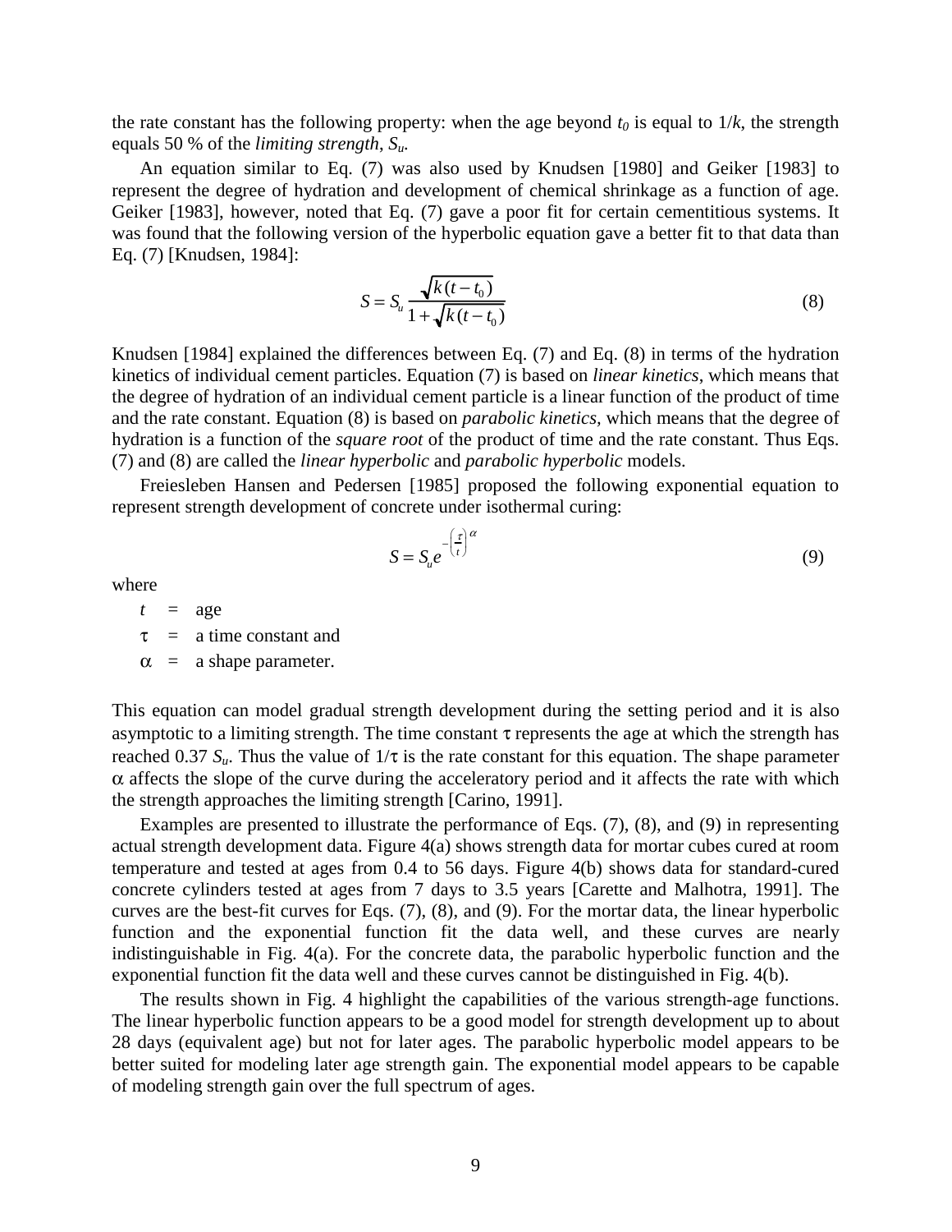the rate constant has the following property: when the age beyond $t_0$ is equal to $1/k$, the strength equals 50 % of the *limiting strength*, $S_u$.

An equation similar to Eq. (7) was also used by Knudsen [1980] and Geiker [1983] to represent the degree of hydration and development of chemical shrinkage as a function of age. Geiker [1983], however, noted that Eq. (7) gave a poor fit for certain cementitious systems. It was found that the following version of the hyperbolic equation gave a better fit to that data than Eq. (7) [Knudsen, 1984]:

$$S = S_u \frac{\sqrt{k(t - t_0)}}{1 + \sqrt{k(t - t_0)}} \tag{8}$$

Knudsen [1984] explained the differences between Eq. (7) and Eq. (8) in terms of the hydration kinetics of individual cement particles. Equation (7) is based on *linear kinetics*, which means that the degree of hydration of an individual cement particle is a linear function of the product of time and the rate constant. Equation (8) is based on *parabolic kinetics*, which means that the degree of hydration is a function of the *square root* of the product of time and the rate constant. Thus Eqs. (7) and (8) are called the *linear hyperbolic* and *parabolic hyperbolic* models.

Freiesleben Hansen and Pedersen [1985] proposed the following exponential equation to represent strength development of concrete under isothermal curing:

$$S = S_u e^{-\left(\frac{\tau}{t}\right)^{\alpha}} \tag{9}$$

where

- $t$ = age
- $\tau$ = a time constant and
- $\alpha$ = a shape parameter.

This equation can model gradual strength development during the setting period and it is also asymptotic to a limiting strength. The time constant $\tau$ represents the age at which the strength has reached 0.37 $S_u$. Thus the value of $1/\tau$ is the rate constant for this equation. The shape parameter $\alpha$ affects the slope of the curve during the acceleratory period and it affects the rate with which the strength approaches the limiting strength [Carino, 1991].

Examples are presented to illustrate the performance of Eqs. (7), (8), and (9) in representing actual strength development data. Figure 4(a) shows strength data for mortar cubes cured at room temperature and tested at ages from 0.4 to 56 days. Figure 4(b) shows data for standard-cured concrete cylinders tested at ages from 7 days to 3.5 years [Carette and Malhotra, 1991]. The curves are the best-fit curves for Eqs. (7), (8), and (9). For the mortar data, the linear hyperbolic function and the exponential function fit the data well, and these curves are nearly indistinguishable in Fig. 4(a). For the concrete data, the parabolic hyperbolic function and the exponential function fit the data well and these curves cannot be distinguished in Fig. 4(b).

The results shown in Fig. 4 highlight the capabilities of the various strength-age functions. The linear hyperbolic function appears to be a good model for strength development up to about 28 days (equivalent age) but not for later ages. The parabolic hyperbolic model appears to be better suited for modeling later age strength gain. The exponential model appears to be capable of modeling strength gain over the full spectrum of ages.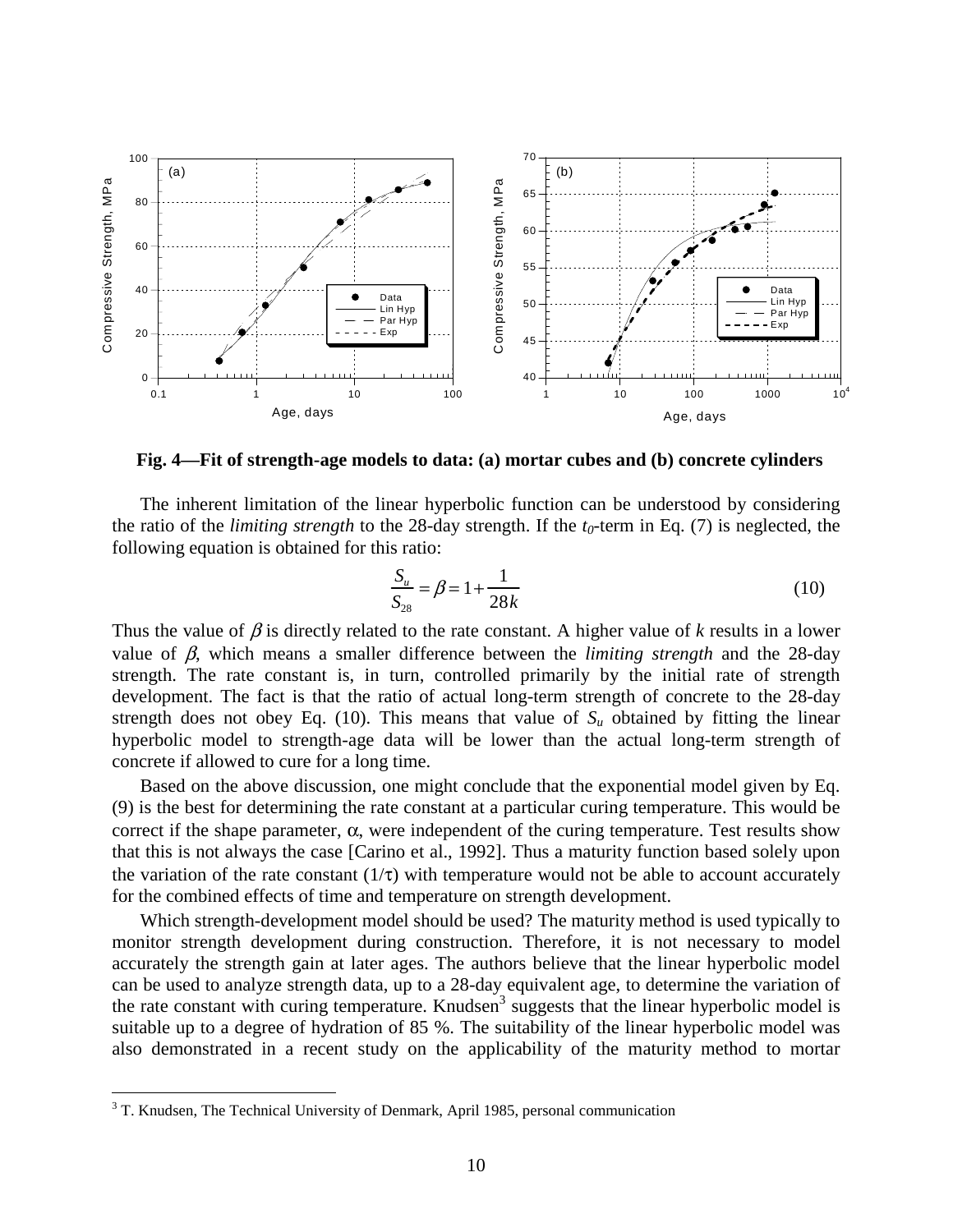**Fig. 4—Fit of strength-age models to data: (a) mortar cubes and (b) concrete cylinders**

The inherent limitation of the linear hyperbolic function can be understood by considering the ratio of the *limiting strength* to the 28-day strength. If the $t_0$-term in Eq. (7) is neglected, the following equation is obtained for this ratio:

$$\frac{S_u}{S_{28}} = \beta = 1 + \frac{1}{28k} \tag{10}$$

Thus the value of $\beta$ is directly related to the rate constant. A higher value of $k$ results in a lower value of $\beta$, which means a smaller difference between the *limiting strength* and the 28-day strength. The rate constant is, in turn, controlled primarily by the initial rate of strength development. The fact is that the ratio of actual long-term strength of concrete to the 28-day strength does not obey Eq. (10). This means that value of $S_u$ obtained by fitting the linear hyperbolic model to strength-age data will be lower than the actual long-term strength of concrete if allowed to cure for a long time.

Based on the above discussion, one might conclude that the exponential model given by Eq. (9) is the best for determining the rate constant at a particular curing temperature. This would be correct if the shape parameter, $\alpha$, were independent of the curing temperature. Test results show that this is not always the case [Carino et al., 1992]. Thus a maturity function based solely upon the variation of the rate constant ($1/\tau$) with temperature would not be able to account accurately for the combined effects of time and temperature on strength development.

Which strength-development model should be used? The maturity method is used typically to monitor strength development during construction. Therefore, it is not necessary to model accurately the strength gain at later ages. The authors believe that the linear hyperbolic model can be used to analyze strength data, up to a 28-day equivalent age, to determine the variation of the rate constant with curing temperature. Knudsen[3] suggests that the linear hyperbolic model is suitable up to a degree of hydration of 85 %. The suitability of the linear hyperbolic model was also demonstrated in a recent study on the applicability of the maturity method to mortar

[3] T. Knudsen, The Technical University of Denmark, April 1985, personal communication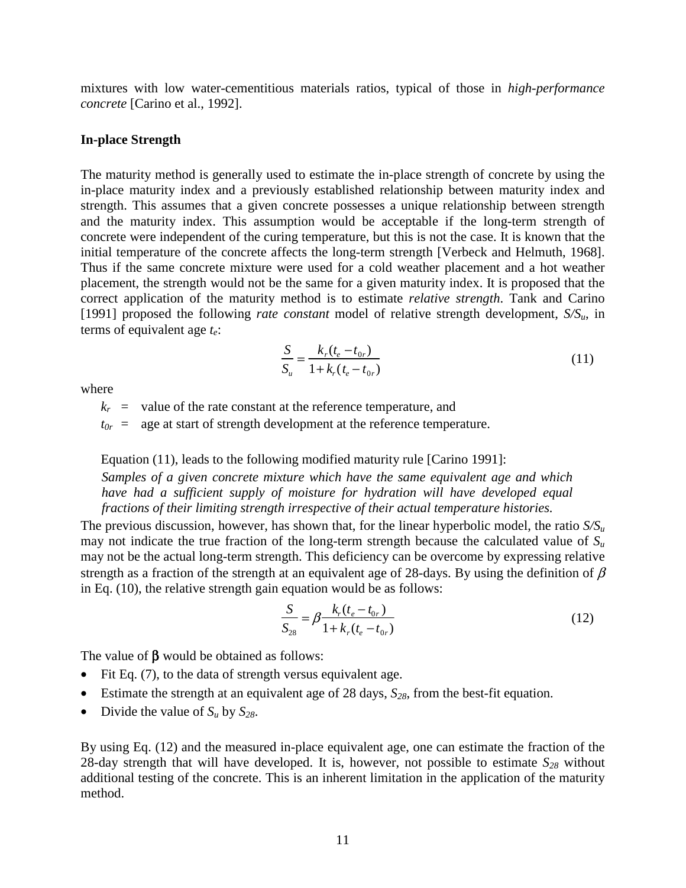mixtures with low water-cementitious materials ratios, typical of those in *high-performance concrete* [Carino et al., 1992].

**In-place Strength**

The maturity method is generally used to estimate the in-place strength of concrete by using the in-place maturity index and a previously established relationship between maturity index and strength. This assumes that a given concrete possesses a unique relationship between strength and the maturity index. This assumption would be acceptable if the long-term strength of concrete were independent of the curing temperature, but this is not the case. It is known that the initial temperature of the concrete affects the long-term strength [Verbeck and Helmuth, 1968]. Thus if the same concrete mixture were used for a cold weather placement and a hot weather placement, the strength would not be the same for a given maturity index. It is proposed that the correct application of the maturity method is to estimate *relative strength*. Tank and Carino [1991] proposed the following *rate constant* model of relative strength development, $S/S_u$, in terms of equivalent age $t_e$:

$$\frac{S}{S_u} = \frac{k_r(t_e - t_{0r})}{1 + k_r(t_e - t_{0r})} \tag{11}$$

where

$k_r$ = value of the rate constant at the reference temperature, and

$t_{0r}$ = age at start of strength development at the reference temperature.

Equation (11), leads to the following modified maturity rule [Carino 1991]:

*Samples of a given concrete mixture which have the same equivalent age and which have had a sufficient supply of moisture for hydration will have developed equal fractions of their limiting strength irrespective of their actual temperature histories.*

The previous discussion, however, has shown that, for the linear hyperbolic model, the ratio $S/S_u$ may not indicate the true fraction of the long-term strength because the calculated value of $S_u$ may not be the actual long-term strength. This deficiency can be overcome by expressing relative strength as a fraction of the strength at an equivalent age of 28-days. By using the definition of $\beta$ in Eq. (10), the relative strength gain equation would be as follows:

$$\frac{S}{S_{28}} = \beta \frac{k_r(t_e - t_{0r})}{1 + k_r(t_e - t_{0r})} \tag{12}$$

The value of $\beta$ would be obtained as follows:

- Fit Eq. (7), to the data of strength versus equivalent age.
- Estimate the strength at an equivalent age of 28 days, $S_{28}$, from the best-fit equation.
- Divide the value of $S_u$ by $S_{28}$.

By using Eq. (12) and the measured in-place equivalent age, one can estimate the fraction of the 28-day strength that will have developed. It is, however, not possible to estimate $S_{28}$ without additional testing of the concrete. This is an inherent limitation in the application of the maturity method.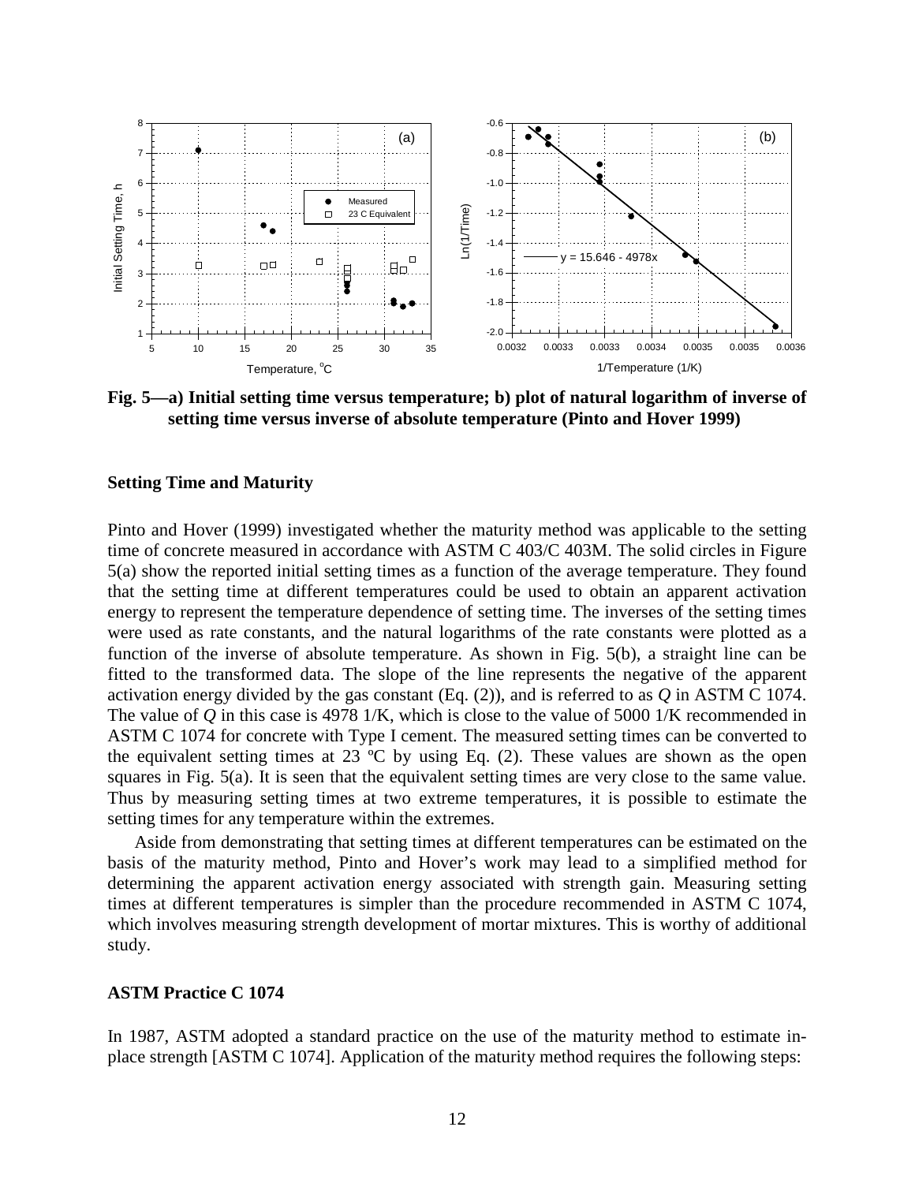Fig. 5—a) Initial setting time versus temperature; b) plot of natural logarithm of inverse of setting time versus inverse of absolute temperature (Pinto and Hover 1999)

### Setting Time and Maturity

Pinto and Hover (1999) investigated whether the maturity method was applicable to the setting time of concrete measured in accordance with ASTM C 403/C 403M. The solid circles in Figure 5(a) show the reported initial setting times as a function of the average temperature. They found that the setting time at different temperatures could be used to obtain an apparent activation energy to represent the temperature dependence of setting time. The inverses of the setting times were used as rate constants, and the natural logarithms of the rate constants were plotted as a function of the inverse of absolute temperature. As shown in Fig. 5(b), a straight line can be fitted to the transformed data. The slope of the line represents the negative of the apparent activation energy divided by the gas constant (Eq. (2)), and is referred to as *Q* in ASTM C 1074. The value of *Q* in this case is 4978 1/K, which is close to the value of 5000 1/K recommended in ASTM C 1074 for concrete with Type I cement. The measured setting times can be converted to the equivalent setting times at 23 ºC by using Eq. (2). These values are shown as the open squares in Fig. 5(a). It is seen that the equivalent setting times are very close to the same value. Thus by measuring setting times at two extreme temperatures, it is possible to estimate the setting times for any temperature within the extremes.

Aside from demonstrating that setting times at different temperatures can be estimated on the basis of the maturity method, Pinto and Hover's work may lead to a simplified method for determining the apparent activation energy associated with strength gain. Measuring setting times at different temperatures is simpler than the procedure recommended in ASTM C 1074, which involves measuring strength development of mortar mixtures. This is worthy of additional study.

### ASTM Practice C 1074

In 1987, ASTM adopted a standard practice on the use of the maturity method to estimate in-place strength [ASTM C 1074]. Application of the maturity method requires the following steps: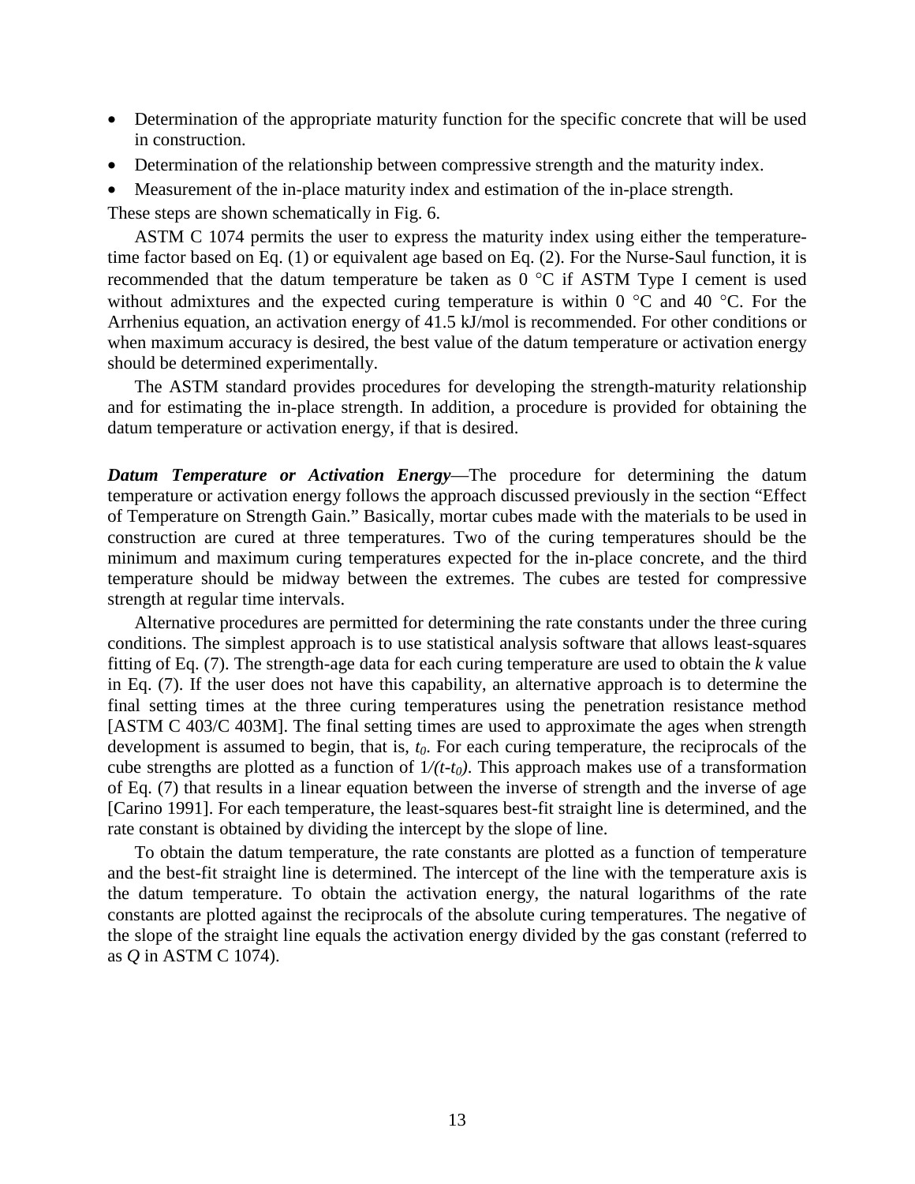- Determination of the appropriate maturity function for the specific concrete that will be used in construction.
- Determination of the relationship between compressive strength and the maturity index.
- Measurement of the in-place maturity index and estimation of the in-place strength.

These steps are shown schematically in Fig. 6.

ASTM C 1074 permits the user to express the maturity index using either the temperature-time factor based on Eq. (1) or equivalent age based on Eq. (2). For the Nurse-Saul function, it is recommended that the datum temperature be taken as 0 °C if ASTM Type I cement is used without admixtures and the expected curing temperature is within 0 °C and 40 °C. For the Arrhenius equation, an activation energy of 41.5 kJ/mol is recommended. For other conditions or when maximum accuracy is desired, the best value of the datum temperature or activation energy should be determined experimentally.

The ASTM standard provides procedures for developing the strength-maturity relationship and for estimating the in-place strength. In addition, a procedure is provided for obtaining the datum temperature or activation energy, if that is desired.

***Datum Temperature or Activation Energy***—The procedure for determining the datum temperature or activation energy follows the approach discussed previously in the section "Effect of Temperature on Strength Gain." Basically, mortar cubes made with the materials to be used in construction are cured at three temperatures. Two of the curing temperatures should be the minimum and maximum curing temperatures expected for the in-place concrete, and the third temperature should be midway between the extremes. The cubes are tested for compressive strength at regular time intervals.

Alternative procedures are permitted for determining the rate constants under the three curing conditions. The simplest approach is to use statistical analysis software that allows least-squares fitting of Eq. (7). The strength-age data for each curing temperature are used to obtain the $k$ value in Eq. (7). If the user does not have this capability, an alternative approach is to determine the final setting times at the three curing temperatures using the penetration resistance method [ASTM C 403/C 403M]. The final setting times are used to approximate the ages when strength development is assumed to begin, that is, $t_0$. For each curing temperature, the reciprocals of the cube strengths are plotted as a function of $1/(t-t_0)$. This approach makes use of a transformation of Eq. (7) that results in a linear equation between the inverse of strength and the inverse of age [Carino 1991]. For each temperature, the least-squares best-fit straight line is determined, and the rate constant is obtained by dividing the intercept by the slope of line.

To obtain the datum temperature, the rate constants are plotted as a function of temperature and the best-fit straight line is determined. The intercept of the line with the temperature axis is the datum temperature. To obtain the activation energy, the natural logarithms of the rate constants are plotted against the reciprocals of the absolute curing temperatures. The negative of the slope of the straight line equals the activation energy divided by the gas constant (referred to as $Q$ in ASTM C 1074).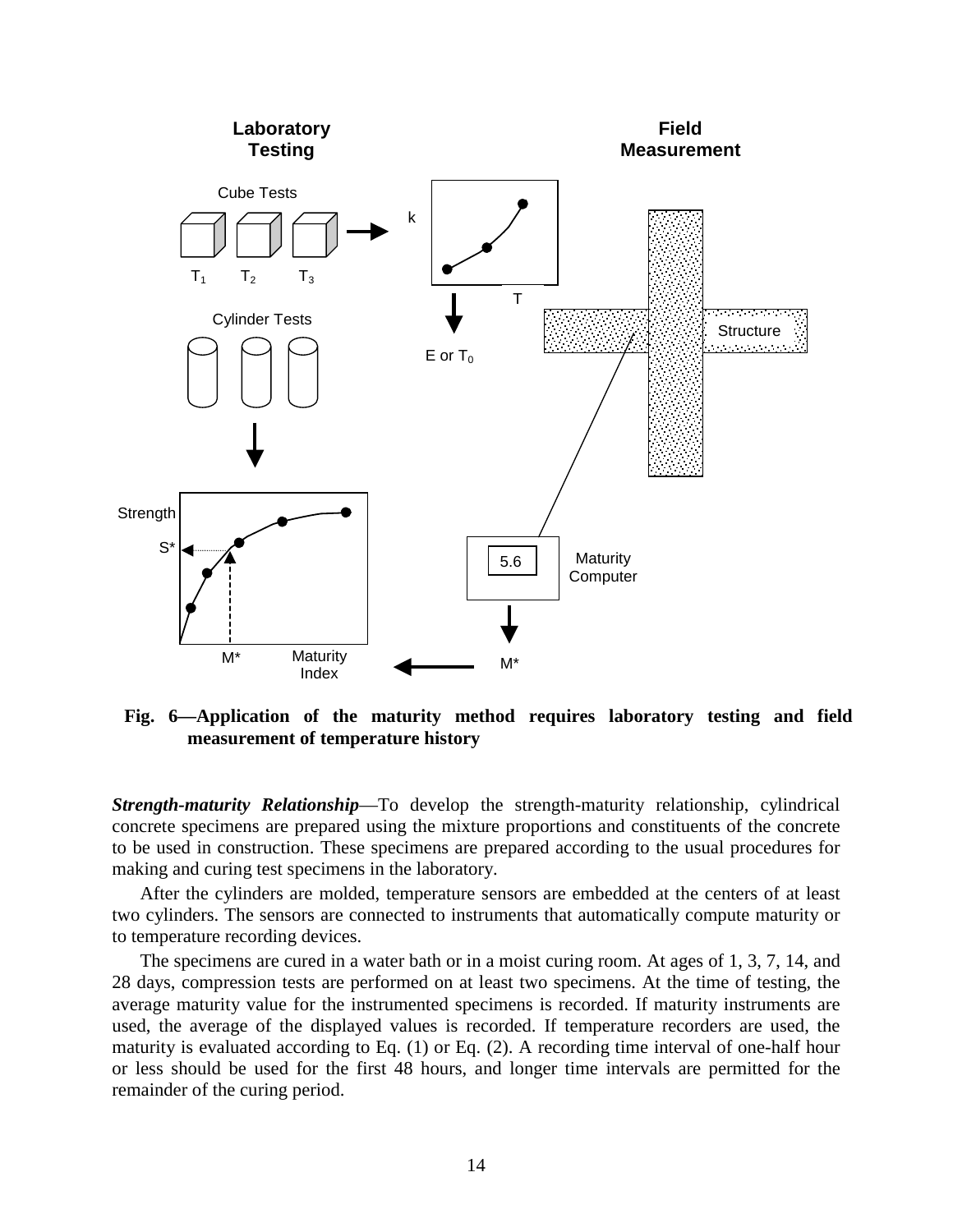**Fig. 6—Application of the maturity method requires laboratory testing and field measurement of temperature history**

***Strength-maturity Relationship***—To develop the strength-maturity relationship, cylindrical concrete specimens are prepared using the mixture proportions and constituents of the concrete to be used in construction. These specimens are prepared according to the usual procedures for making and curing test specimens in the laboratory.

After the cylinders are molded, temperature sensors are embedded at the centers of at least two cylinders. The sensors are connected to instruments that automatically compute maturity or to temperature recording devices.

The specimens are cured in a water bath or in a moist curing room. At ages of 1, 3, 7, 14, and 28 days, compression tests are performed on at least two specimens. At the time of testing, the average maturity value for the instrumented specimens is recorded. If maturity instruments are used, the average of the displayed values is recorded. If temperature recorders are used, the maturity is evaluated according to Eq. (1) or Eq. (2). A recording time interval of one-half hour or less should be used for the first 48 hours, and longer time intervals are permitted for the remainder of the curing period.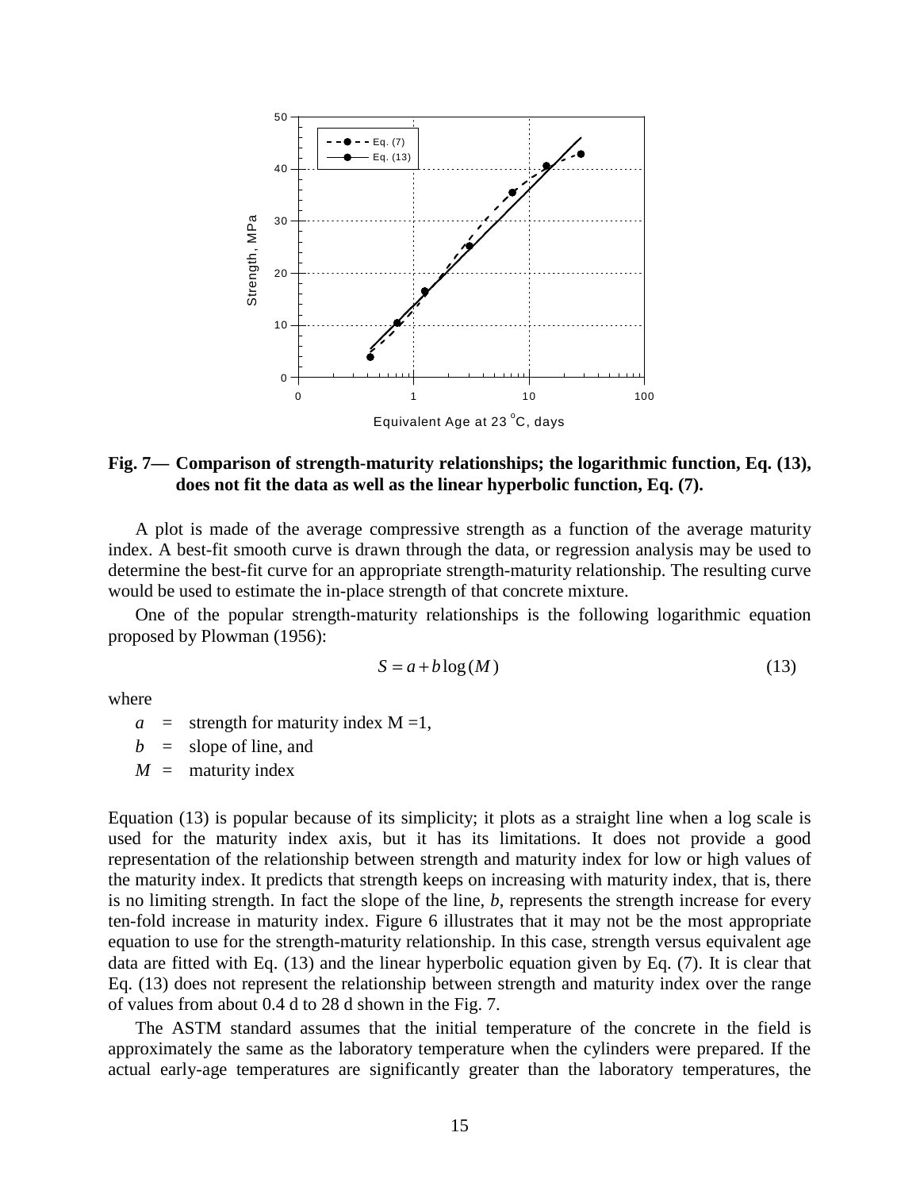**Fig. 7— Comparison of strength-maturity relationships; the logarithmic function, Eq. (13), does not fit the data as well as the linear hyperbolic function, Eq. (7).**

A plot is made of the average compressive strength as a function of the average maturity index. A best-fit smooth curve is drawn through the data, or regression analysis may be used to determine the best-fit curve for an appropriate strength-maturity relationship. The resulting curve would be used to estimate the in-place strength of that concrete mixture.

One of the popular strength-maturity relationships is the following logarithmic equation proposed by Plowman (1956):

$$S = a + b\log(M) \tag{13}$$

where

- $a$ = strength for maturity index M =1,
- $b$ = slope of line, and
- $M$ = maturity index

Equation (13) is popular because of its simplicity; it plots as a straight line when a log scale is used for the maturity index axis, but it has its limitations. It does not provide a good representation of the relationship between strength and maturity index for low or high values of the maturity index. It predicts that strength keeps on increasing with maturity index, that is, there is no limiting strength. In fact the slope of the line, $b$, represents the strength increase for every ten-fold increase in maturity index. Figure 6 illustrates that it may not be the most appropriate equation to use for the strength-maturity relationship. In this case, strength versus equivalent age data are fitted with Eq. (13) and the linear hyperbolic equation given by Eq. (7). It is clear that Eq. (13) does not represent the relationship between strength and maturity index over the range of values from about 0.4 d to 28 d shown in the Fig. 7.

The ASTM standard assumes that the initial temperature of the concrete in the field is approximately the same as the laboratory temperature when the cylinders were prepared. If the actual early-age temperatures are significantly greater than the laboratory temperatures, the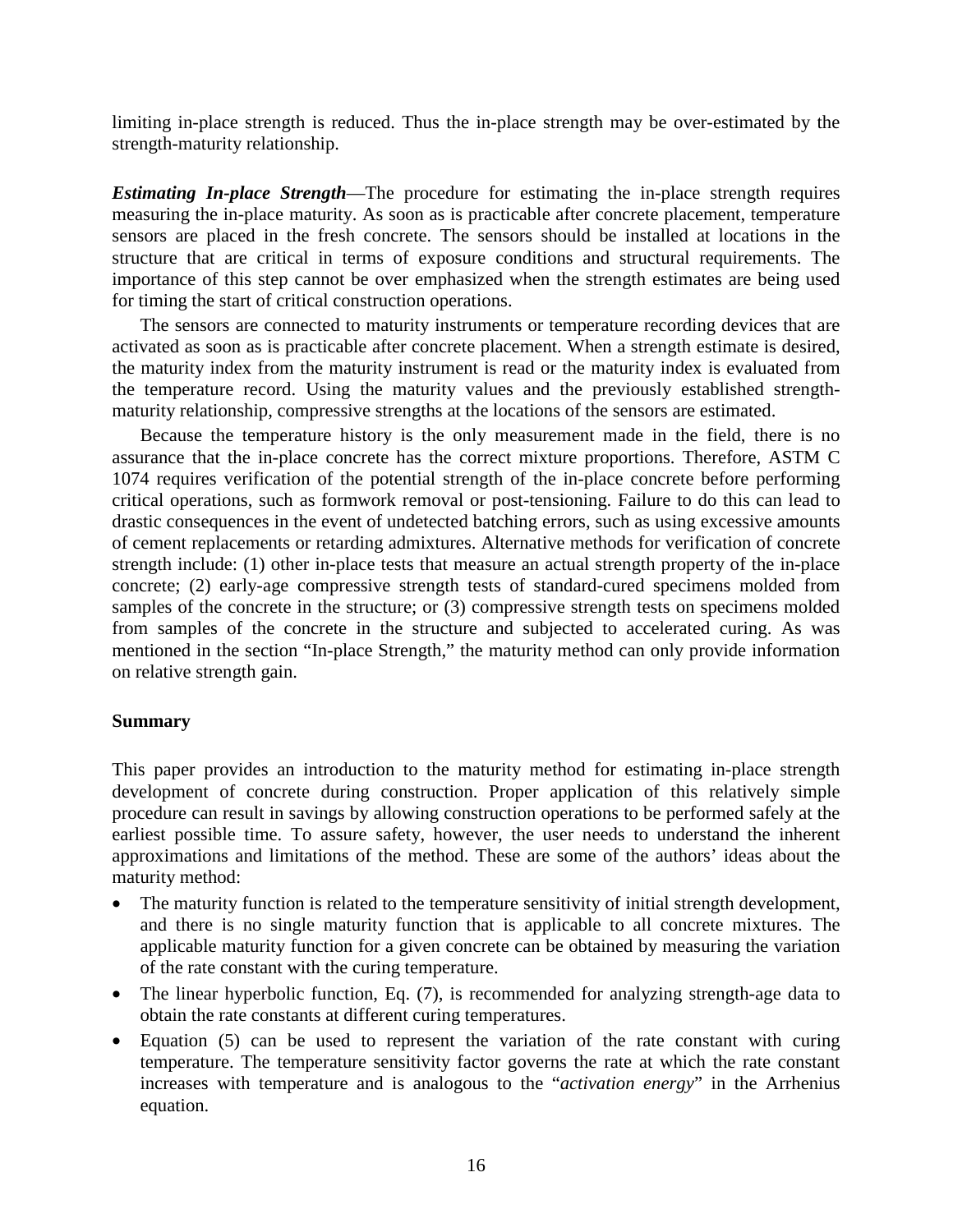limiting in-place strength is reduced. Thus the in-place strength may be over-estimated by the strength-maturity relationship.

***Estimating In-place Strength***—The procedure for estimating the in-place strength requires measuring the in-place maturity. As soon as is practicable after concrete placement, temperature sensors are placed in the fresh concrete. The sensors should be installed at locations in the structure that are critical in terms of exposure conditions and structural requirements. The importance of this step cannot be over emphasized when the strength estimates are being used for timing the start of critical construction operations.

The sensors are connected to maturity instruments or temperature recording devices that are activated as soon as is practicable after concrete placement. When a strength estimate is desired, the maturity index from the maturity instrument is read or the maturity index is evaluated from the temperature record. Using the maturity values and the previously established strength-maturity relationship, compressive strengths at the locations of the sensors are estimated.

Because the temperature history is the only measurement made in the field, there is no assurance that the in-place concrete has the correct mixture proportions. Therefore, ASTM C 1074 requires verification of the potential strength of the in-place concrete before performing critical operations, such as formwork removal or post-tensioning. Failure to do this can lead to drastic consequences in the event of undetected batching errors, such as using excessive amounts of cement replacements or retarding admixtures. Alternative methods for verification of concrete strength include: (1) other in-place tests that measure an actual strength property of the in-place concrete; (2) early-age compressive strength tests of standard-cured specimens molded from samples of the concrete in the structure; or (3) compressive strength tests on specimens molded from samples of the concrete in the structure and subjected to accelerated curing. As was mentioned in the section "In-place Strength," the maturity method can only provide information on relative strength gain.

## Summary

This paper provides an introduction to the maturity method for estimating in-place strength development of concrete during construction. Proper application of this relatively simple procedure can result in savings by allowing construction operations to be performed safely at the earliest possible time. To assure safety, however, the user needs to understand the inherent approximations and limitations of the method. These are some of the authors' ideas about the maturity method:

- The maturity function is related to the temperature sensitivity of initial strength development, and there is no single maturity function that is applicable to all concrete mixtures. The applicable maturity function for a given concrete can be obtained by measuring the variation of the rate constant with the curing temperature.
- The linear hyperbolic function, Eq. (7), is recommended for analyzing strength-age data to obtain the rate constants at different curing temperatures.
- Equation (5) can be used to represent the variation of the rate constant with curing temperature. The temperature sensitivity factor governs the rate at which the rate constant increases with temperature and is analogous to the "*activation energy*" in the Arrhenius equation.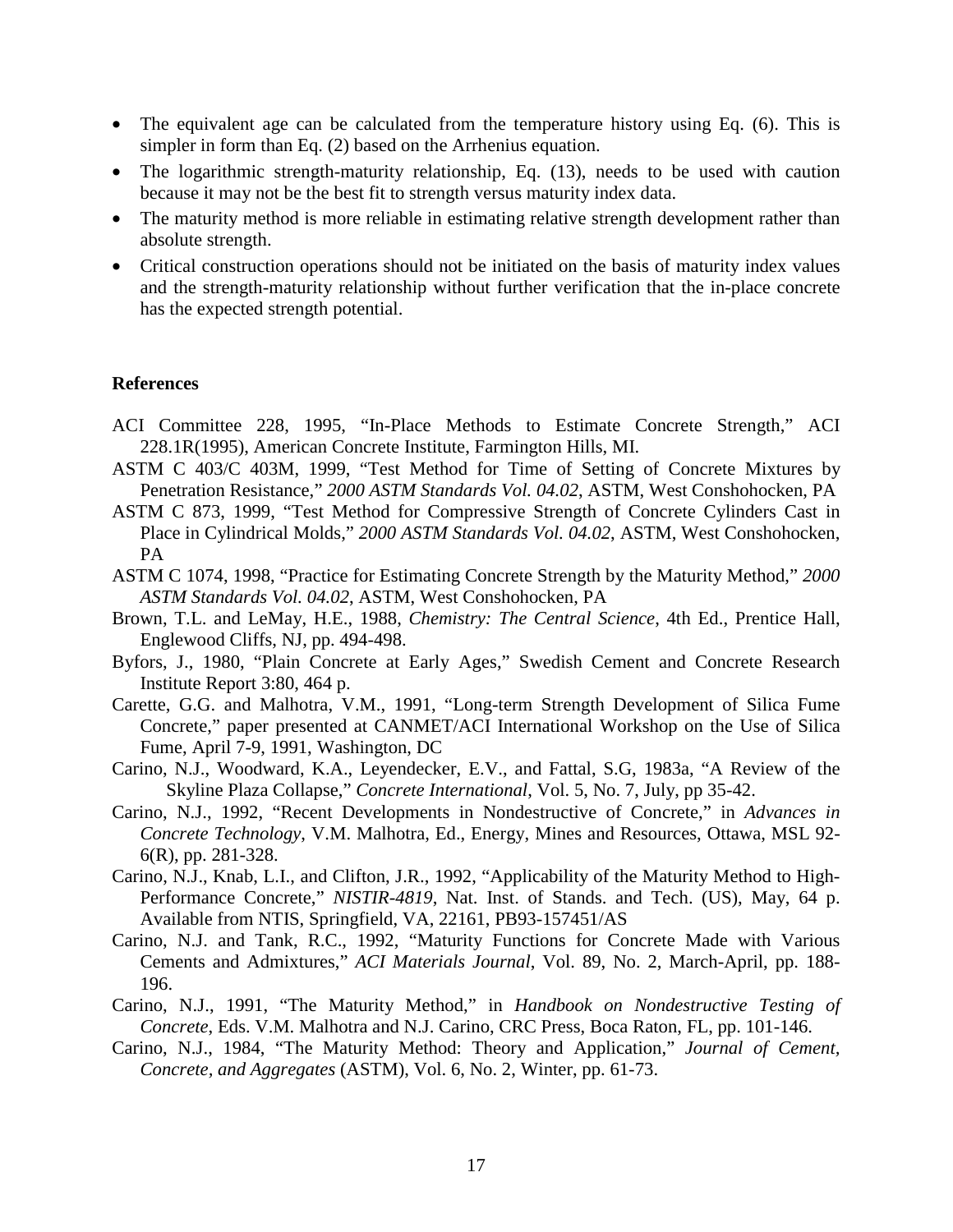- The equivalent age can be calculated from the temperature history using Eq. (6). This is simpler in form than Eq. (2) based on the Arrhenius equation.
- The logarithmic strength-maturity relationship, Eq. (13), needs to be used with caution because it may not be the best fit to strength versus maturity index data.
- The maturity method is more reliable in estimating relative strength development rather than absolute strength.
- Critical construction operations should not be initiated on the basis of maturity index values and the strength-maturity relationship without further verification that the in-place concrete has the expected strength potential.

**References**

ACI Committee 228, 1995, "In-Place Methods to Estimate Concrete Strength," ACI 228.1R(1995), American Concrete Institute, Farmington Hills, MI.

ASTM C 403/C 403M, 1999, "Test Method for Time of Setting of Concrete Mixtures by Penetration Resistance," *2000 ASTM Standards Vol. 04.02*, ASTM, West Conshohocken, PA

ASTM C 873, 1999, "Test Method for Compressive Strength of Concrete Cylinders Cast in Place in Cylindrical Molds," *2000 ASTM Standards Vol. 04.02*, ASTM, West Conshohocken, PA

ASTM C 1074, 1998, "Practice for Estimating Concrete Strength by the Maturity Method," *2000 ASTM Standards Vol. 04.02*, ASTM, West Conshohocken, PA

Brown, T.L. and LeMay, H.E., 1988, *Chemistry: The Central Science*, 4th Ed., Prentice Hall, Englewood Cliffs, NJ, pp. 494-498.

Byfors, J., 1980, "Plain Concrete at Early Ages," Swedish Cement and Concrete Research Institute Report 3:80, 464 p.

Carette, G.G. and Malhotra, V.M., 1991, "Long-term Strength Development of Silica Fume Concrete," paper presented at CANMET/ACI International Workshop on the Use of Silica Fume, April 7-9, 1991, Washington, DC

Carino, N.J., Woodward, K.A., Leyendecker, E.V., and Fattal, S.G, 1983a, "A Review of the Skyline Plaza Collapse," *Concrete International*, Vol. 5, No. 7, July, pp 35-42.

Carino, N.J., 1992, "Recent Developments in Nondestructive of Concrete," in *Advances in Concrete Technology*, V.M. Malhotra, Ed., Energy, Mines and Resources, Ottawa, MSL 92-6(R), pp. 281-328.

Carino, N.J., Knab, L.I., and Clifton, J.R., 1992, "Applicability of the Maturity Method to High-Performance Concrete," *NISTIR-4819*, Nat. Inst. of Stands. and Tech. (US), May, 64 p. Available from NTIS, Springfield, VA, 22161, PB93-157451/AS

Carino, N.J. and Tank, R.C., 1992, "Maturity Functions for Concrete Made with Various Cements and Admixtures," *ACI Materials Journal*, Vol. 89, No. 2, March-April, pp. 188-196.

Carino, N.J., 1991, "The Maturity Method," in *Handbook on Nondestructive Testing of Concrete*, Eds. V.M. Malhotra and N.J. Carino, CRC Press, Boca Raton, FL, pp. 101-146.

Carino, N.J., 1984, "The Maturity Method: Theory and Application," *Journal of Cement, Concrete, and Aggregates* (ASTM), Vol. 6, No. 2, Winter, pp. 61-73.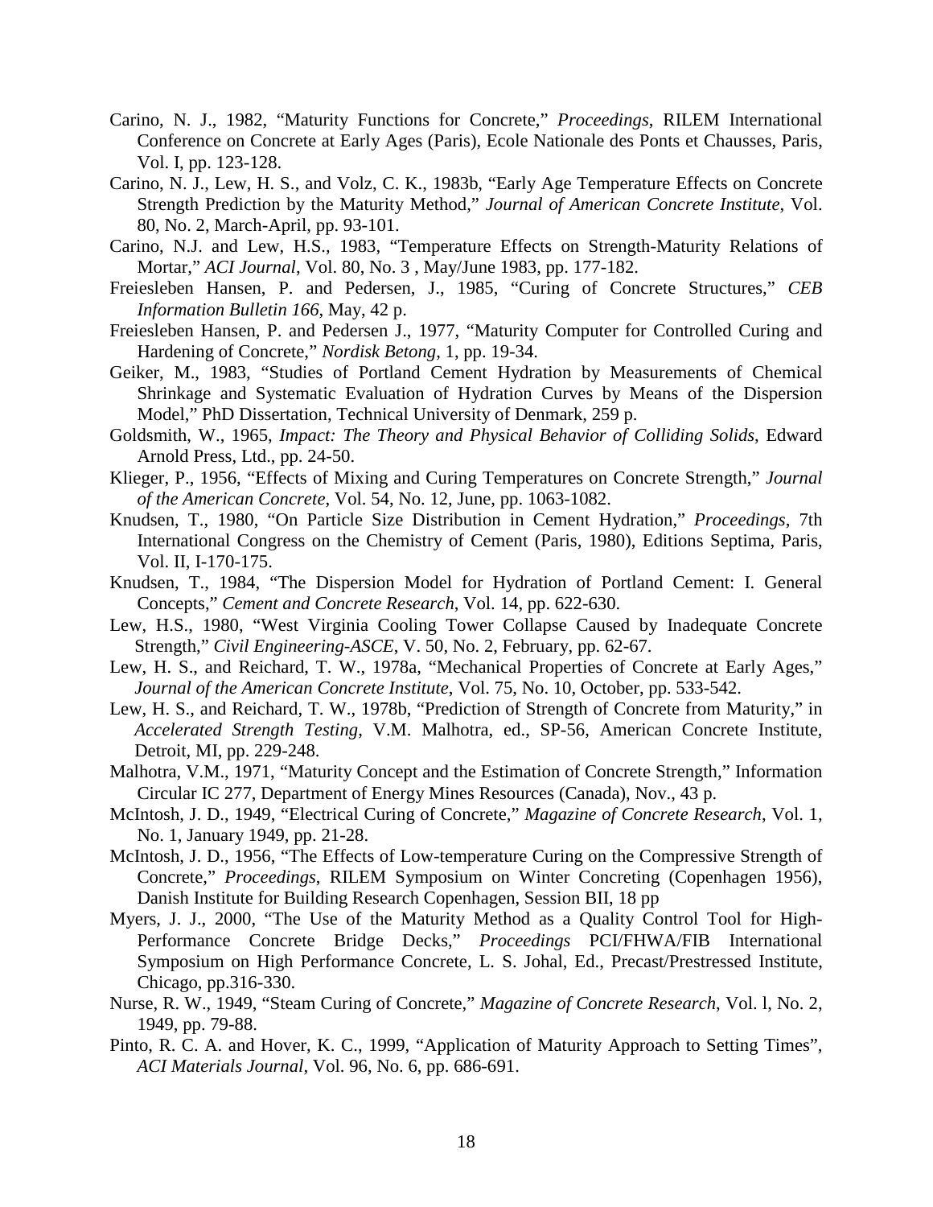Carino, N. J., 1982, “Maturity Functions for Concrete,” *Proceedings*, RILEM International Conference on Concrete at Early Ages (Paris), Ecole Nationale des Ponts et Chausses, Paris, Vol. I, pp. 123-128.

Carino, N. J., Lew, H. S., and Volz, C. K., 1983b, “Early Age Temperature Effects on Concrete Strength Prediction by the Maturity Method,” *Journal of American Concrete Institute*, Vol. 80, No. 2, March-April, pp. 93-101.

Carino, N.J. and Lew, H.S., 1983, “Temperature Effects on Strength-Maturity Relations of Mortar,” *ACI Journal*, Vol. 80, No. 3 , May/June 1983, pp. 177-182.

Freiesleben Hansen, P. and Pedersen, J., 1985, “Curing of Concrete Structures,” *CEB Information Bulletin 166*, May, 42 p.

Freiesleben Hansen, P. and Pedersen J., 1977, “Maturity Computer for Controlled Curing and Hardening of Concrete,” *Nordisk Betong*, 1, pp. 19-34.

Geiker, M., 1983, “Studies of Portland Cement Hydration by Measurements of Chemical Shrinkage and Systematic Evaluation of Hydration Curves by Means of the Dispersion Model,” PhD Dissertation, Technical University of Denmark, 259 p.

Goldsmith, W., 1965, *Impact: The Theory and Physical Behavior of Colliding Solids*, Edward Arnold Press, Ltd., pp. 24-50.

Klieger, P., 1956, “Effects of Mixing and Curing Temperatures on Concrete Strength,” *Journal of the American Concrete*, Vol. 54, No. 12, June, pp. 1063-1082.

Knudsen, T., 1980, “On Particle Size Distribution in Cement Hydration,” *Proceedings*, 7th International Congress on the Chemistry of Cement (Paris, 1980), Editions Septima, Paris, Vol. II, I-170-175.

Knudsen, T., 1984, “The Dispersion Model for Hydration of Portland Cement: I. General Concepts,” *Cement and Concrete Research*, Vol. 14, pp. 622-630.

Lew, H.S., 1980, “West Virginia Cooling Tower Collapse Caused by Inadequate Concrete Strength,” *Civil Engineering-ASCE*, V. 50, No. 2, February, pp. 62-67.

Lew, H. S., and Reichard, T. W., 1978a, “Mechanical Properties of Concrete at Early Ages,” *Journal of the American Concrete Institute*, Vol. 75, No. 10, October, pp. 533-542.

Lew, H. S., and Reichard, T. W., 1978b, “Prediction of Strength of Concrete from Maturity,” in *Accelerated Strength Testing*, V.M. Malhotra, ed., SP-56, American Concrete Institute, Detroit, MI, pp. 229-248.

Malhotra, V.M., 1971, “Maturity Concept and the Estimation of Concrete Strength,” Information Circular IC 277, Department of Energy Mines Resources (Canada), Nov., 43 p.

McIntosh, J. D., 1949, “Electrical Curing of Concrete,” *Magazine of Concrete Research*, Vol. 1, No. 1, January 1949, pp. 21-28.

McIntosh, J. D., 1956, “The Effects of Low-temperature Curing on the Compressive Strength of Concrete,” *Proceedings*, RILEM Symposium on Winter Concreting (Copenhagen 1956), Danish Institute for Building Research Copenhagen, Session BII, 18 pp

Myers, J. J., 2000, “The Use of the Maturity Method as a Quality Control Tool for High-Performance Concrete Bridge Decks,” *Proceedings* PCI/FHWA/FIB International Symposium on High Performance Concrete, L. S. Johal, Ed., Precast/Prestressed Institute, Chicago, pp.316-330.

Nurse, R. W., 1949, “Steam Curing of Concrete,” *Magazine of Concrete Research*, Vol. l, No. 2, 1949, pp. 79-88.

Pinto, R. C. A. and Hover, K. C., 1999, “Application of Maturity Approach to Setting Times”, *ACI Materials Journal*, Vol. 96, No. 6, pp. 686-691.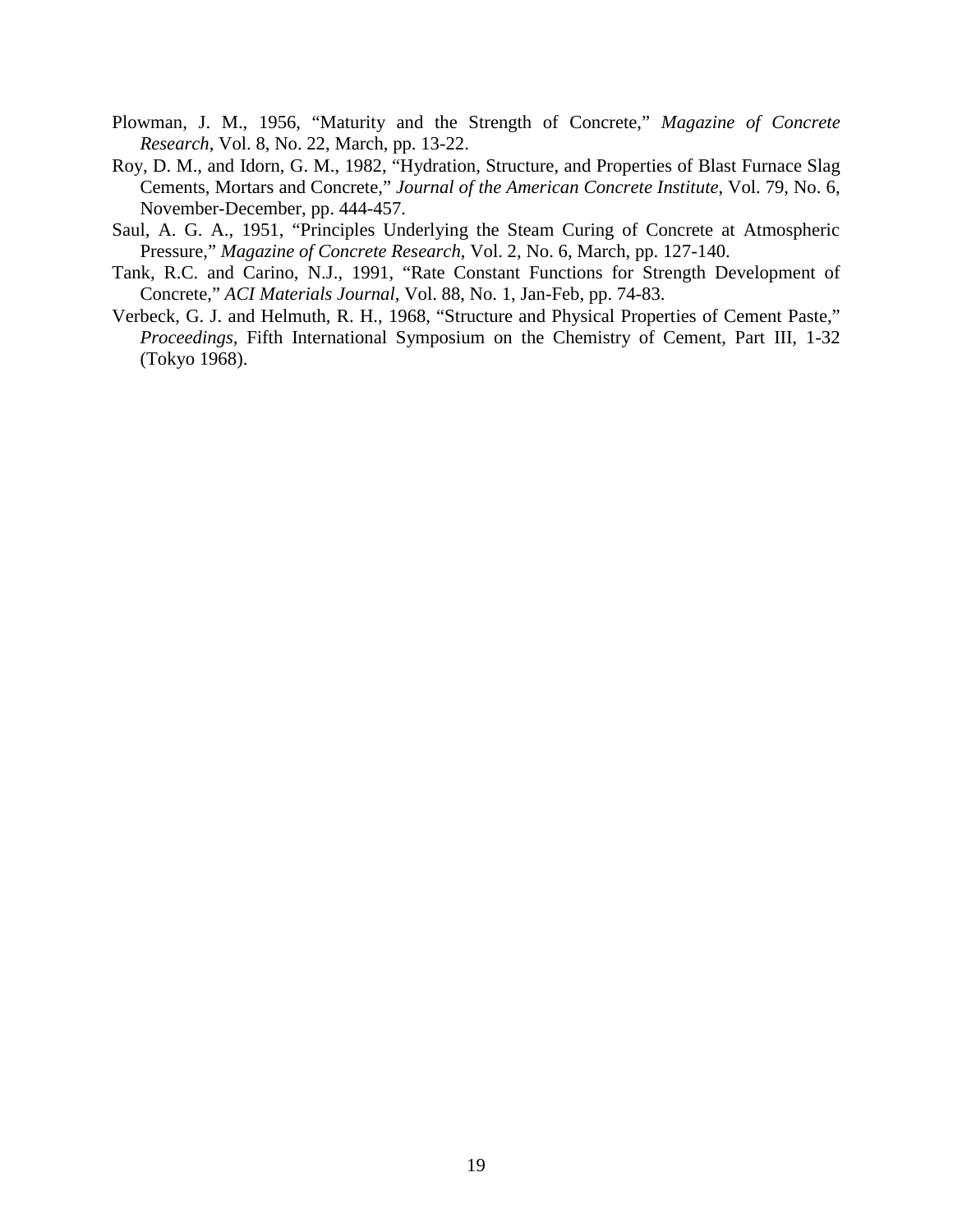Plowman, J. M., 1956, "Maturity and the Strength of Concrete," *Magazine of Concrete Research*, Vol. 8, No. 22, March, pp. 13-22.

Roy, D. M., and Idorn, G. M., 1982, "Hydration, Structure, and Properties of Blast Furnace Slag Cements, Mortars and Concrete," *Journal of the American Concrete Institute*, Vol. 79, No. 6, November-December, pp. 444-457.

Saul, A. G. A., 1951, "Principles Underlying the Steam Curing of Concrete at Atmospheric Pressure," *Magazine of Concrete Research*, Vol. 2, No. 6, March, pp. 127-140.

Tank, R.C. and Carino, N.J., 1991, "Rate Constant Functions for Strength Development of Concrete," *ACI Materials Journal*, Vol. 88, No. 1, Jan-Feb, pp. 74-83.

Verbeck, G. J. and Helmuth, R. H., 1968, "Structure and Physical Properties of Cement Paste," *Proceedings*, Fifth International Symposium on the Chemistry of Cement, Part III, 1-32 (Tokyo 1968).